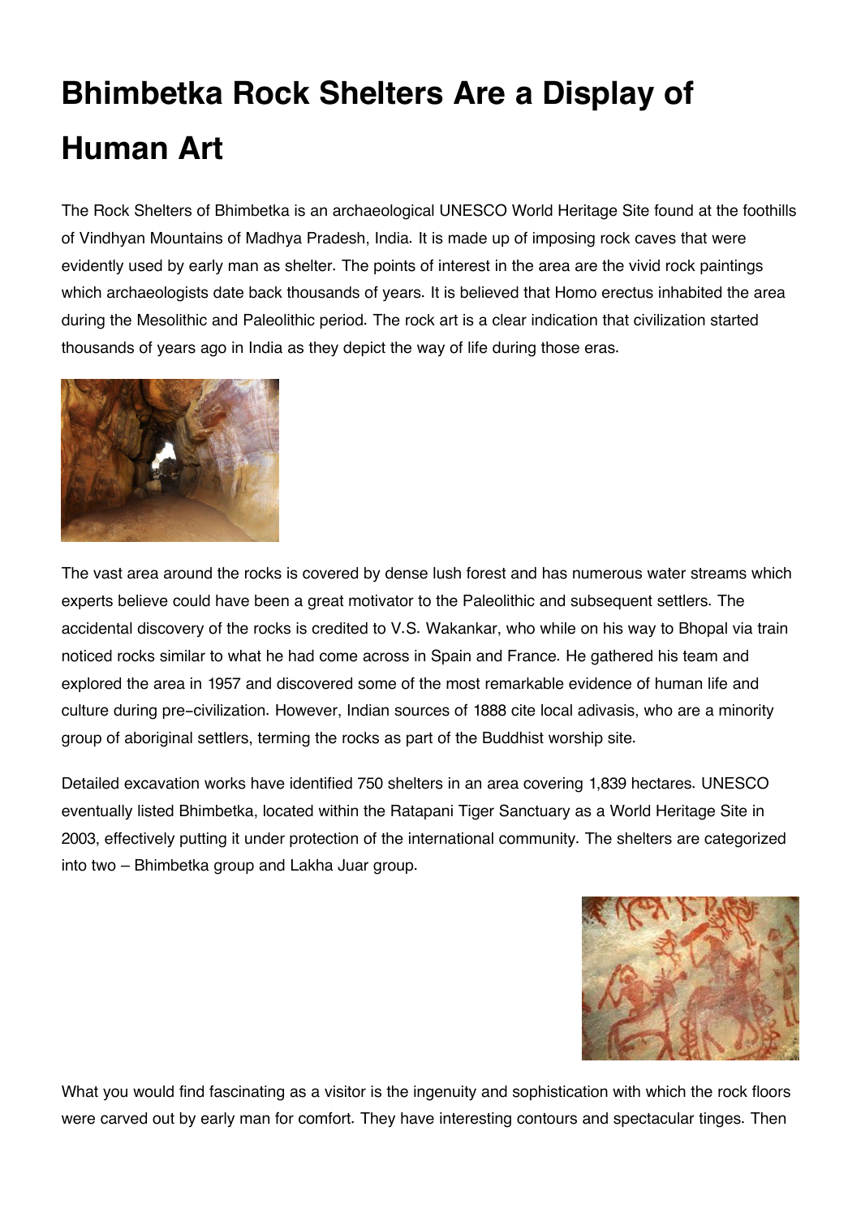# Bhimbetka Rock Shelters Are a Display of Human Art

The Rock Shelters of Bhimbetka is an archaeological UNESCO World Heritage Site found at the foothills of Vindhyan Mountains of Madhya Pradesh, India. It is made up of imposing rock caves that were evidently used by early man as shelter. The points of interest in the area are the vivid rock paintings which archaeologists date back thousands of years. It is believed that Homo erectus inhabited the area during the Mesolithic and Paleolithic period. The rock art is a clear indication that civilization started thousands of years ago in India as they depict the way of life during those eras.

The vast area around the rocks is covered by dense lush forest and has numerous water streams which experts believe could have been a great motivator to the Paleolithic and subsequent settlers. The accidental discovery of the rocks is credited to V.S. Wakankar, who while on his way to Bhopal via train noticed rocks similar to what he had come across in Spain and France. He gathered his team and explored the area in 1957 and discovered some of the most remarkable evidence of human life and culture during pre-civilization. However, Indian sources of 1888 cite local adivasis, who are a minority group of aboriginal settlers, terming the rocks as part of the Buddhist worship site.

Detailed excavation works have identified 750 shelters in an area covering 1,839 hectares. UNESCO eventually listed Bhimbetka, located within the Ratapani Tiger Sanctuary as a World Heritage Site in 2003, effectively putting it under protection of the international community. The shelters are categorized into two – Bhimbetka group and Lakha Juar group.

What you would find fascinating as a visitor is the ingenuity and sophistication with which the rock floors were carved out by early man for comfort. They have interesting contours and spectacular tinges. Then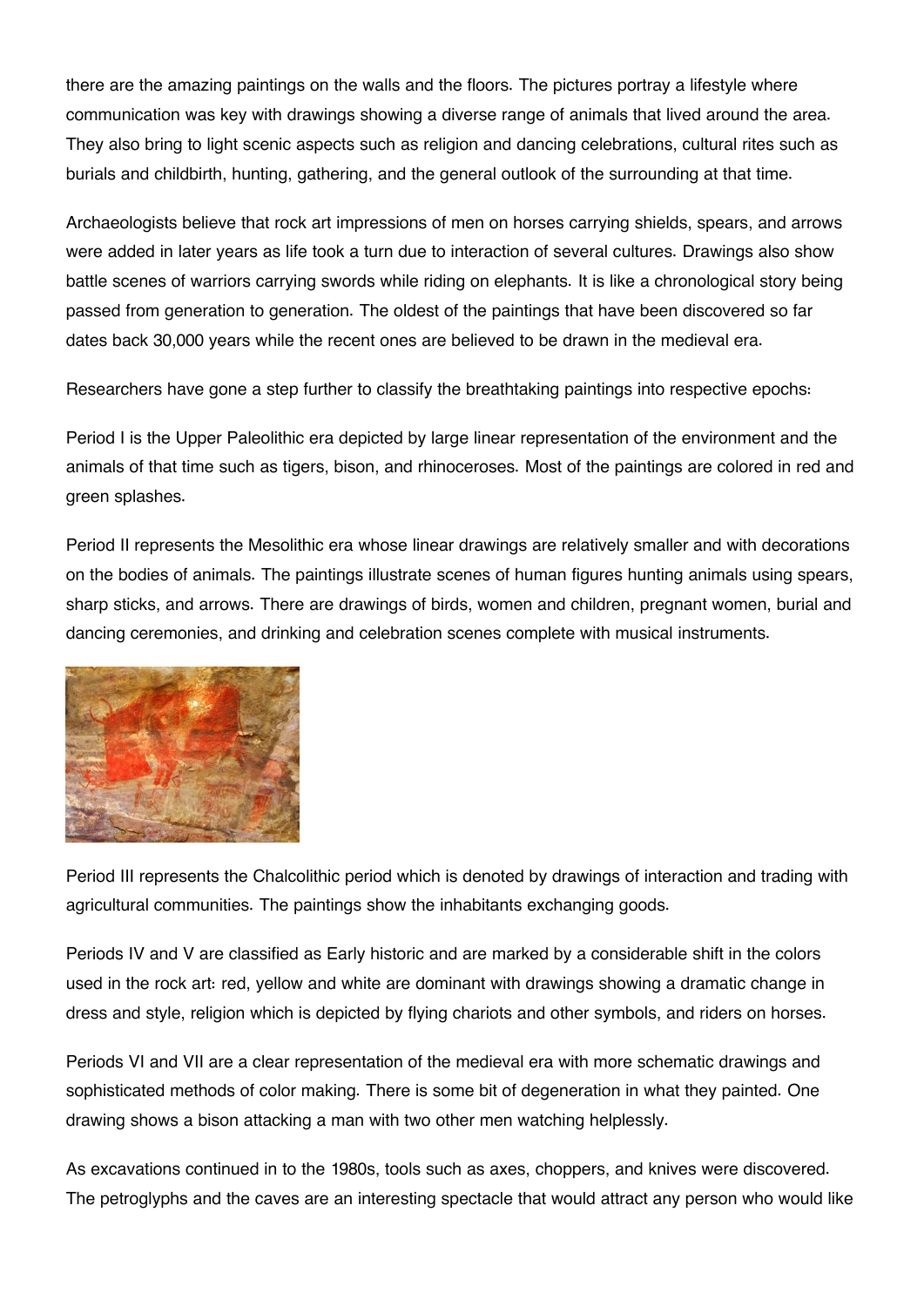there are the amazing paintings on the walls and the floors. The pictures portray a lifestyle where communication was key with drawings showing a diverse range of animals that lived around the area. They also bring to light scenic aspects such as religion and dancing celebrations, cultural rites such as burials and childbirth, hunting, gathering, and the general outlook of the surrounding at that time.

Archaeologists believe that rock art impressions of men on horses carrying shields, spears, and arrows were added in later years as life took a turn due to interaction of several cultures. Drawings also show battle scenes of warriors carrying swords while riding on elephants. It is like a chronological story being passed from generation to generation. The oldest of the paintings that have been discovered so far dates back 30,000 years while the recent ones are believed to be drawn in the medieval era.

Researchers have gone a step further to classify the breathtaking paintings into respective epochs:

Period I is the Upper Paleolithic era depicted by large linear representation of the environment and the animals of that time such as tigers, bison, and rhinoceroses. Most of the paintings are colored in red and green splashes.

Period II represents the Mesolithic era whose linear drawings are relatively smaller and with decorations on the bodies of animals. The paintings illustrate scenes of human figures hunting animals using spears, sharp sticks, and arrows. There are drawings of birds, women and children, pregnant women, burial and dancing ceremonies, and drinking and celebration scenes complete with musical instruments.

Period III represents the Chalcolithic period which is denoted by drawings of interaction and trading with agricultural communities. The paintings show the inhabitants exchanging goods.

Periods IV and V are classified as Early historic and are marked by a considerable shift in the colors used in the rock art: red, yellow and white are dominant with drawings showing a dramatic change in dress and style, religion which is depicted by flying chariots and other symbols, and riders on horses.

Periods VI and VII are a clear representation of the medieval era with more schematic drawings and sophisticated methods of color making. There is some bit of degeneration in what they painted. One drawing shows a bison attacking a man with two other men watching helplessly.

As excavations continued in to the 1980s, tools such as axes, choppers, and knives were discovered. The petroglyphs and the caves are an interesting spectacle that would attract any person who would like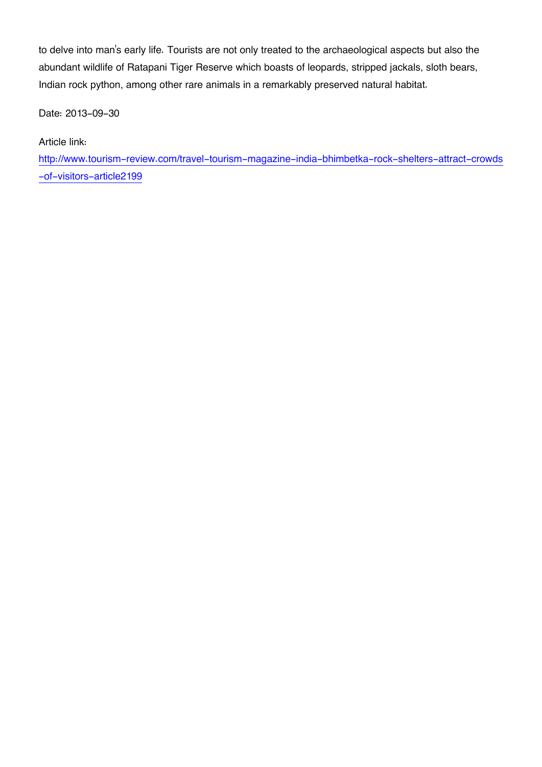to delve into man's early life. Tourists are not only treated to the archaeological aspects but also the abundant wildlife of Ratapani Tiger Reserve which boasts of leopards, stripped jackals, sloth bears, Indian rock python, among other rare animals in a remarkably preserved natural habitat.

Date: 2013-09-30

Article link:
http://www.tourism-review.com/travel-tourism-magazine-india-bhimbetka-rock-shelters-attract-crowds-of-visitors-article2199